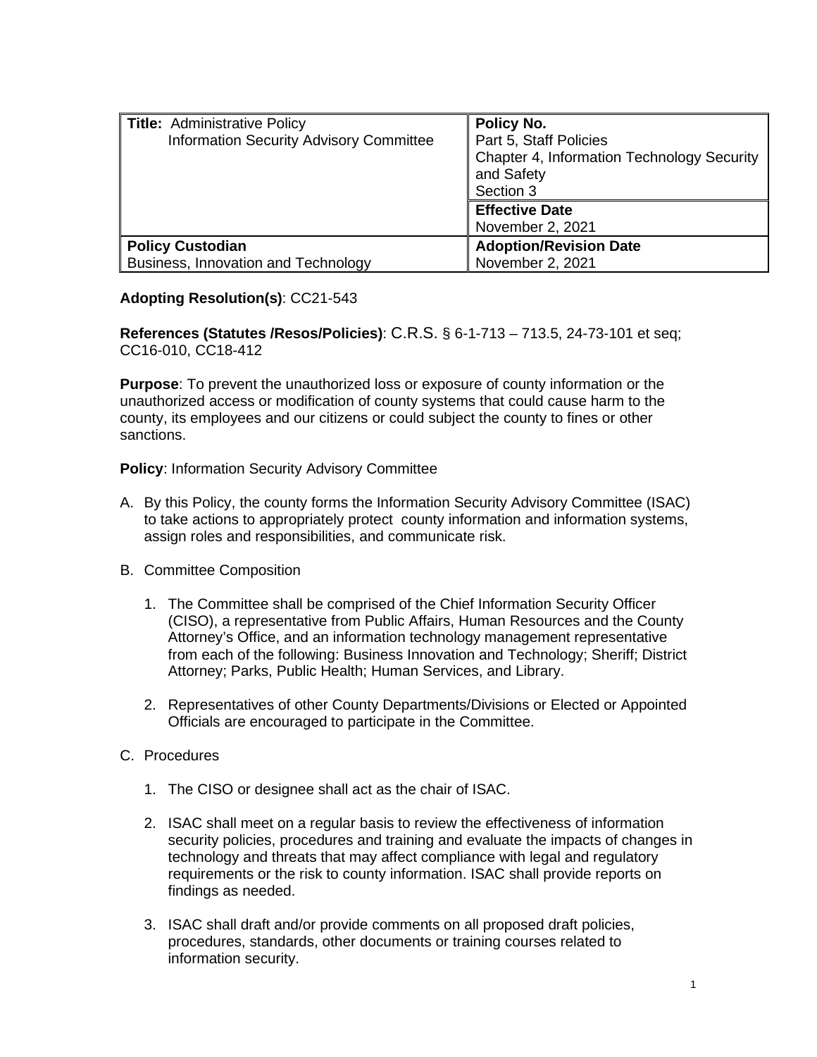| **Title:** Administrative Policy<br>Information Security Advisory Committee | **Policy No.**<br>Part 5, Staff Policies<br>Chapter 4, Information Technology Security and Safety<br>Section 3 |
| --- | --- |
| | **Effective Date**<br>November 2, 2021 |
| **Policy Custodian**<br>Business, Innovation and Technology | **Adoption/Revision Date**<br>November 2, 2021 |

**Adopting Resolution(s)**: CC21-543

**References (Statutes /Resos/Policies)**: C.R.S. § 6-1-713 – 713.5, 24-73-101 et seq; CC16-010, CC18-412

**Purpose**: To prevent the unauthorized loss or exposure of county information or the unauthorized access or modification of county systems that could cause harm to the county, its employees and our citizens or could subject the county to fines or other sanctions.

**Policy**: Information Security Advisory Committee

A. By this Policy, the county forms the Information Security Advisory Committee (ISAC) to take actions to appropriately protect county information and information systems, assign roles and responsibilities, and communicate risk.

B. Committee Composition

   1. The Committee shall be comprised of the Chief Information Security Officer (CISO), a representative from Public Affairs, Human Resources and the County Attorney's Office, and an information technology management representative from each of the following: Business Innovation and Technology; Sheriff; District Attorney; Parks, Public Health; Human Services, and Library.

   2. Representatives of other County Departments/Divisions or Elected or Appointed Officials are encouraged to participate in the Committee.

C. Procedures

   1. The CISO or designee shall act as the chair of ISAC.

   2. ISAC shall meet on a regular basis to review the effectiveness of information security policies, procedures and training and evaluate the impacts of changes in technology and threats that may affect compliance with legal and regulatory requirements or the risk to county information. ISAC shall provide reports on findings as needed.

   3. ISAC shall draft and/or provide comments on all proposed draft policies, procedures, standards, other documents or training courses related to information security.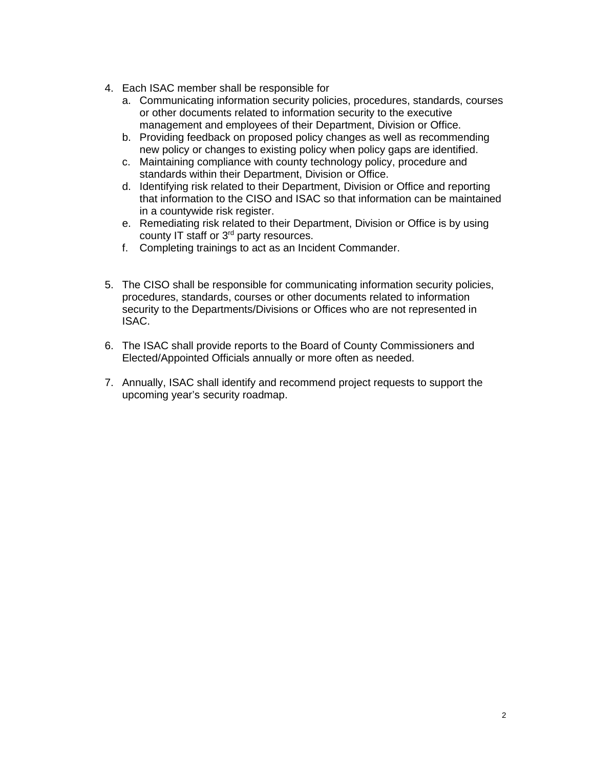4. Each ISAC member shall be responsible for
   a. Communicating information security policies, procedures, standards, courses or other documents related to information security to the executive management and employees of their Department, Division or Office.
   b. Providing feedback on proposed policy changes as well as recommending new policy or changes to existing policy when policy gaps are identified.
   c. Maintaining compliance with county technology policy, procedure and standards within their Department, Division or Office.
   d. Identifying risk related to their Department, Division or Office and reporting that information to the CISO and ISAC so that information can be maintained in a countywide risk register.
   e. Remediating risk related to their Department, Division or Office is by using county IT staff or 3rd party resources.
   f. Completing trainings to act as an Incident Commander.

5. The CISO shall be responsible for communicating information security policies, procedures, standards, courses or other documents related to information security to the Departments/Divisions or Offices who are not represented in ISAC.

6. The ISAC shall provide reports to the Board of County Commissioners and Elected/Appointed Officials annually or more often as needed.

7. Annually, ISAC shall identify and recommend project requests to support the upcoming year's security roadmap.